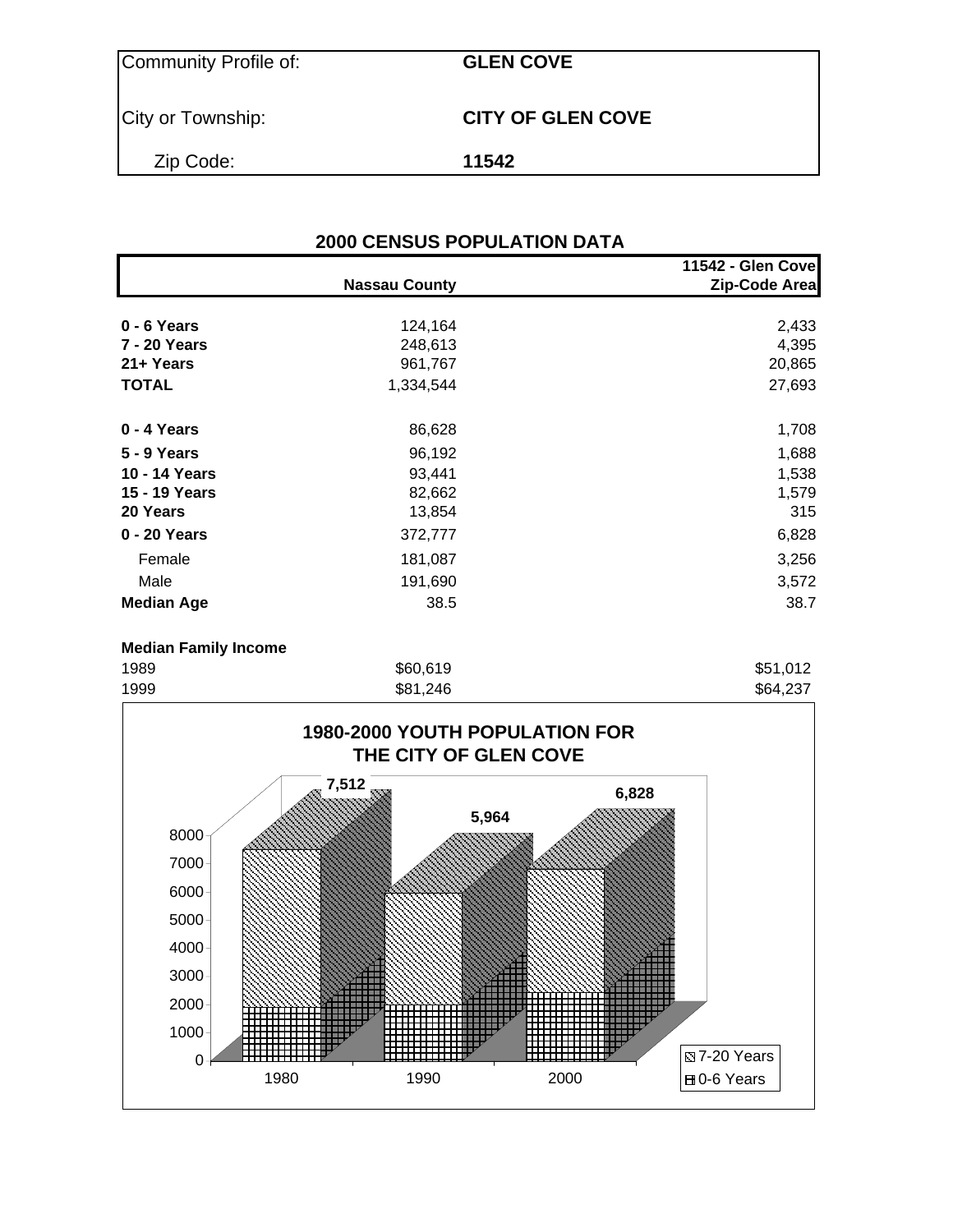| Community Profile of: | GLEN COVE |
|---|---|
| City or Township: | CITY OF GLEN COVE |
| Zip Code: | 11542 |

## 2000 CENSUS POPULATION DATA

| | Nassau County | 11542 - Glen Cove Zip-Code Area |
|---|---|---|
| **0 - 6 Years** | 124,164 | 2,433 |
| **7 - 20 Years** | 248,613 | 4,395 |
| **21+ Years** | 961,767 | 20,865 |
| **TOTAL** | 1,334,544 | 27,693 |
| | | |
| **0 - 4 Years** | 86,628 | 1,708 |
| **5 - 9 Years** | 96,192 | 1,688 |
| **10 - 14 Years** | 93,441 | 1,538 |
| **15 - 19 Years** | 82,662 | 1,579 |
| **20 Years** | 13,854 | 315 |
| **0 - 20 Years** | 372,777 | 6,828 |
| Female | 181,087 | 3,256 |
| Male | 191,690 | 3,572 |
| **Median Age** | 38.5 | 38.7 |

**Median Family Income**

| | Nassau County | 11542 - Glen Cove Zip-Code Area |
|---|---|---|
| 1989 | $60,619 | $51,012 |
| 1999 | $81,246 | $64,237 |

### 1980-2000 YOUTH POPULATION FOR THE CITY OF GLEN COVE

| Year | Total (0-20 Years) |
|---|---|
| 1980 | 7,512 |
| 1990 | 5,964 |
| 2000 | 6,828 |

Legend: 7-20 Years; 0-6 Years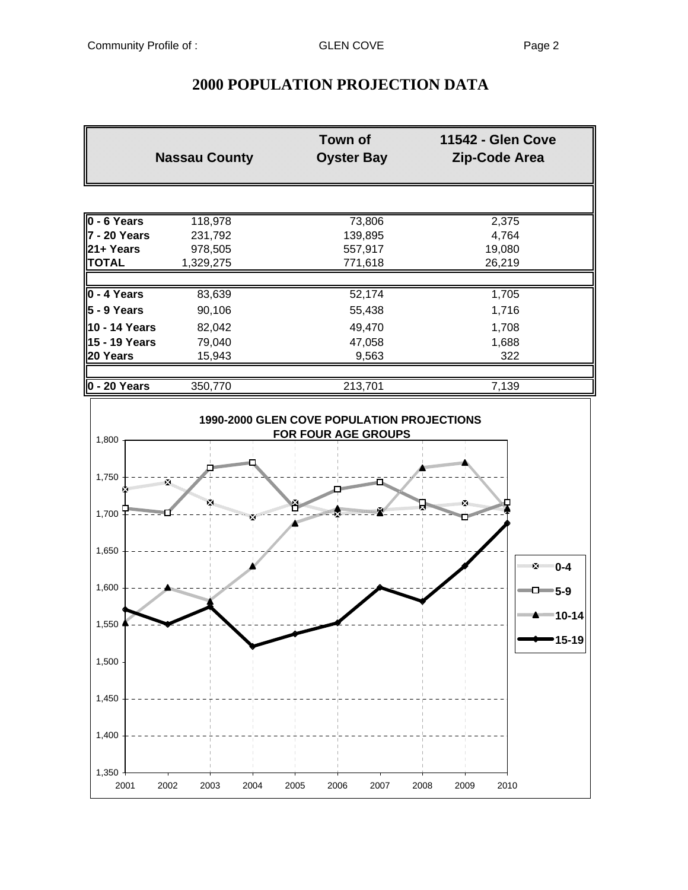# 2000 POPULATION PROJECTION DATA

| | Nassau County | Town of Oyster Bay | 11542 - Glen Cove Zip-Code Area |
|---|---|---|---|
| **0 - 6 Years** | 118,978 | 73,806 | 2,375 |
| **7 - 20 Years** | 231,792 | 139,895 | 4,764 |
| **21+ Years** | 978,505 | 557,917 | 19,080 |
| **TOTAL** | 1,329,275 | 771,618 | 26,219 |
| | | | |
| **0 - 4 Years** | 83,639 | 52,174 | 1,705 |
| **5 - 9 Years** | 90,106 | 55,438 | 1,716 |
| **10 - 14 Years** | 82,042 | 49,470 | 1,708 |
| **15 - 19 Years** | 79,040 | 47,058 | 1,688 |
| **20 Years** | 15,943 | 9,563 | 322 |
| | | | |
| **0 - 20 Years** | 350,770 | 213,701 | 7,139 |

**1990-2000 GLEN COVE POPULATION PROJECTIONS FOR FOUR AGE GROUPS**

Legend: 0-4, 5-9, 10-14, 15-19 (y-axis 1,350–1,800; x-axis 2001–2010)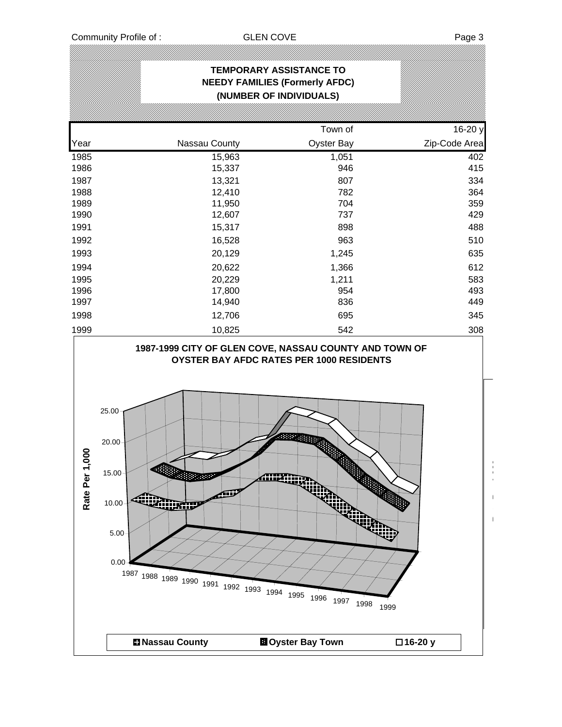## TEMPORARY ASSISTANCE TO NEEDY FAMILIES (Formerly AFDC) (NUMBER OF INDIVIDUALS)

| Year | Nassau County | Town of Oyster Bay | 16-20 y Zip-Code Area |
|---|---|---|---|
| 1985 | 15,963 | 1,051 | 402 |
| 1986 | 15,337 | 946 | 415 |
| 1987 | 13,321 | 807 | 334 |
| 1988 | 12,410 | 782 | 364 |
| 1989 | 11,950 | 704 | 359 |
| 1990 | 12,607 | 737 | 429 |
| 1991 | 15,317 | 898 | 488 |
| 1992 | 16,528 | 963 | 510 |
| 1993 | 20,129 | 1,245 | 635 |
| 1994 | 20,622 | 1,366 | 612 |
| 1995 | 20,229 | 1,211 | 583 |
| 1996 | 17,800 | 954 | 493 |
| 1997 | 14,940 | 836 | 449 |
| 1998 | 12,706 | 695 | 345 |
| 1999 | 10,825 | 542 | 308 |

**1987-1999 CITY OF GLEN COVE, NASSAU COUNTY AND TOWN OF OYSTER BAY AFDC RATES PER 1000 RESIDENTS**

Rate Per 1,000: 0.00, 5.00, 10.00, 15.00, 20.00, 25.00

Years: 1987, 1988, 1989, 1990, 1991, 1992, 1993, 1994, 1995, 1996, 1997, 1998, 1999

Legend: Nassau County; Oyster Bay Town; 16-20 y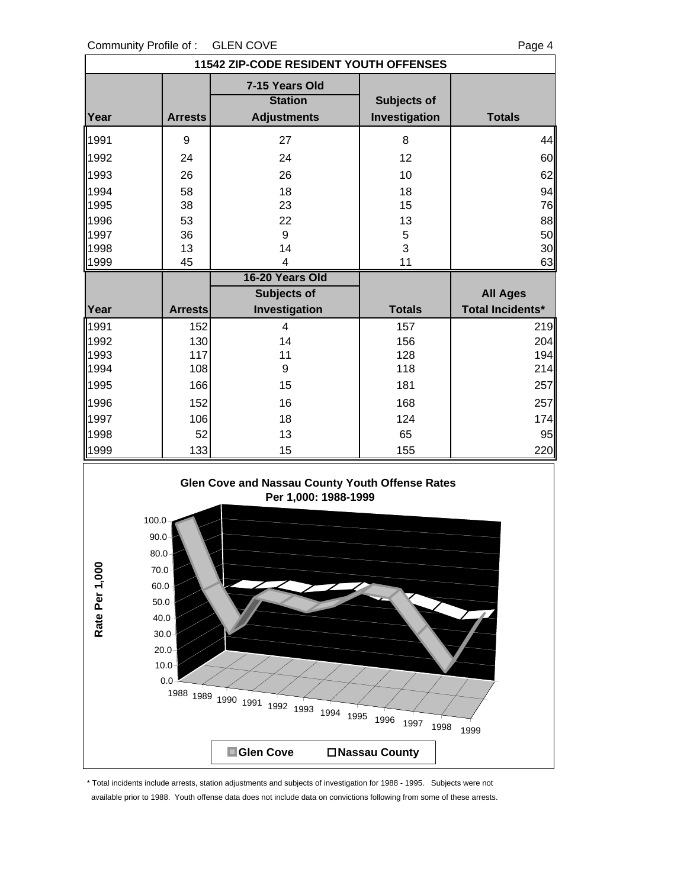## 11542 ZIP-CODE RESIDENT YOUTH OFFENSES

| | | 7-15 Years Old | | |
|---|---|---|---|---|
| Year | Arrests | Station Adjustments | Subjects of Investigation | Totals |
| 1991 | 9 | 27 | 8 | 44 |
| 1992 | 24 | 24 | 12 | 60 |
| 1993 | 26 | 26 | 10 | 62 |
| 1994 | 58 | 18 | 18 | 94 |
| 1995 | 38 | 23 | 15 | 76 |
| 1996 | 53 | 22 | 13 | 88 |
| 1997 | 36 | 9 | 5 | 50 |
| 1998 | 13 | 14 | 3 | 30 |
| 1999 | 45 | 4 | 11 | 63 |

| | | 16-20 Years Old | | |
|---|---|---|---|---|
| Year | Arrests | Subjects of Investigation | Totals | All Ages Total Incidents* |
| 1991 | 152 | 4 | 157 | 219 |
| 1992 | 130 | 14 | 156 | 204 |
| 1993 | 117 | 11 | 128 | 194 |
| 1994 | 108 | 9 | 118 | 214 |
| 1995 | 166 | 15 | 181 | 257 |
| 1996 | 152 | 16 | 168 | 257 |
| 1997 | 106 | 18 | 124 | 174 |
| 1998 | 52 | 13 | 65 | 95 |
| 1999 | 133 | 15 | 155 | 220 |

**Glen Cove and Nassau County Youth Offense Rates Per 1,000: 1988-1999**

Rate Per 1,000

Glen Cove | Nassau County

\* Total incidents include arrests, station adjustments and subjects of investigation for 1988 - 1995. Subjects were not available prior to 1988. Youth offense data does not include data on convictions following from some of these arrests.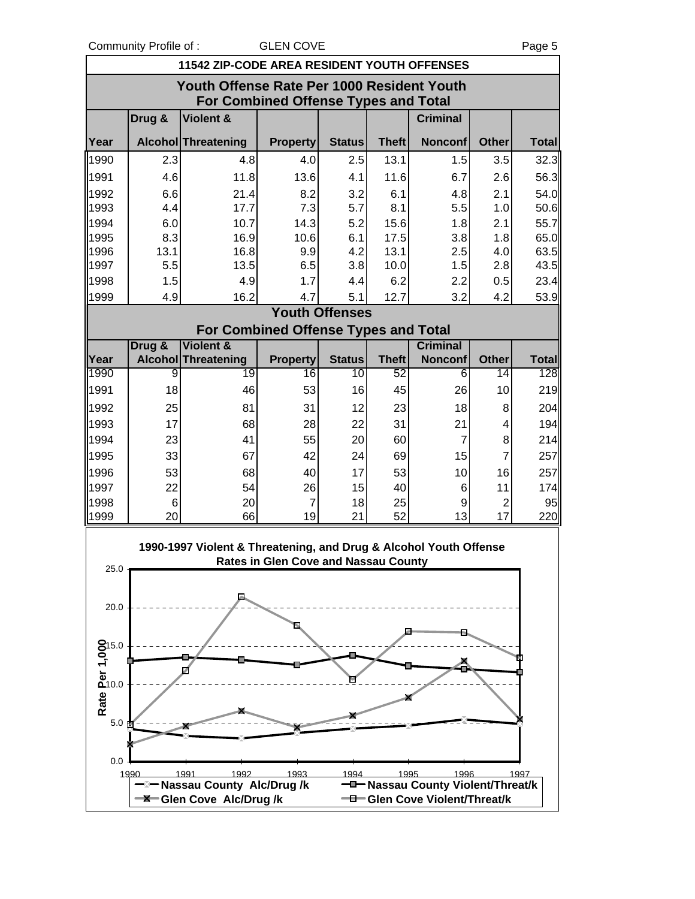## 11542 ZIP-CODE AREA RESIDENT YOUTH OFFENSES

### Youth Offense Rate Per 1000 Resident Youth For Combined Offense Types and Total

| Year | Drug & Alcohol | Violent & Threatening | Property | Status | Theft | Criminal Nonconf | Other | Total |
|---|---|---|---|---|---|---|---|---|
| 1990 | 2.3 | 4.8 | 4.0 | 2.5 | 13.1 | 1.5 | 3.5 | 32.3 |
| 1991 | 4.6 | 11.8 | 13.6 | 4.1 | 11.6 | 6.7 | 2.6 | 56.3 |
| 1992 | 6.6 | 21.4 | 8.2 | 3.2 | 6.1 | 4.8 | 2.1 | 54.0 |
| 1993 | 4.4 | 17.7 | 7.3 | 5.7 | 8.1 | 5.5 | 1.0 | 50.6 |
| 1994 | 6.0 | 10.7 | 14.3 | 5.2 | 15.6 | 1.8 | 2.1 | 55.7 |
| 1995 | 8.3 | 16.9 | 10.6 | 6.1 | 17.5 | 3.8 | 1.8 | 65.0 |
| 1996 | 13.1 | 16.8 | 9.9 | 4.2 | 13.1 | 2.5 | 4.0 | 63.5 |
| 1997 | 5.5 | 13.5 | 6.5 | 3.8 | 10.0 | 1.5 | 2.8 | 43.5 |
| 1998 | 1.5 | 4.9 | 1.7 | 4.4 | 6.2 | 2.2 | 0.5 | 23.4 |
| 1999 | 4.9 | 16.2 | 4.7 | 5.1 | 12.7 | 3.2 | 4.2 | 53.9 |

### Youth Offenses For Combined Offense Types and Total

| Year | Drug & Alcohol | Violent & Threatening | Property | Status | Theft | Criminal Nonconf | Other | Total |
|---|---|---|---|---|---|---|---|---|
| 1990 | 9 | 19 | 16 | 10 | 52 | 6 | 14 | 128 |
| 1991 | 18 | 46 | 53 | 16 | 45 | 26 | 10 | 219 |
| 1992 | 25 | 81 | 31 | 12 | 23 | 18 | 8 | 204 |
| 1993 | 17 | 68 | 28 | 22 | 31 | 21 | 4 | 194 |
| 1994 | 23 | 41 | 55 | 20 | 60 | 7 | 8 | 214 |
| 1995 | 33 | 67 | 42 | 24 | 69 | 15 | 7 | 257 |
| 1996 | 53 | 68 | 40 | 17 | 53 | 10 | 16 | 257 |
| 1997 | 22 | 54 | 26 | 15 | 40 | 6 | 11 | 174 |
| 1998 | 6 | 20 | 7 | 18 | 25 | 9 | 2 | 95 |
| 1999 | 20 | 66 | 19 | 21 | 52 | 13 | 17 | 220 |

**1990-1997 Violent & Threatening, and Drug & Alcohol Youth Offense Rates in Glen Cove and Nassau County**

Rate Per 1,000

Legend: Nassau County Alc/Drug /k; Nassau County Violent/Threat/k; Glen Cove Alc/Drug /k; Glen Cove Violent/Threat/k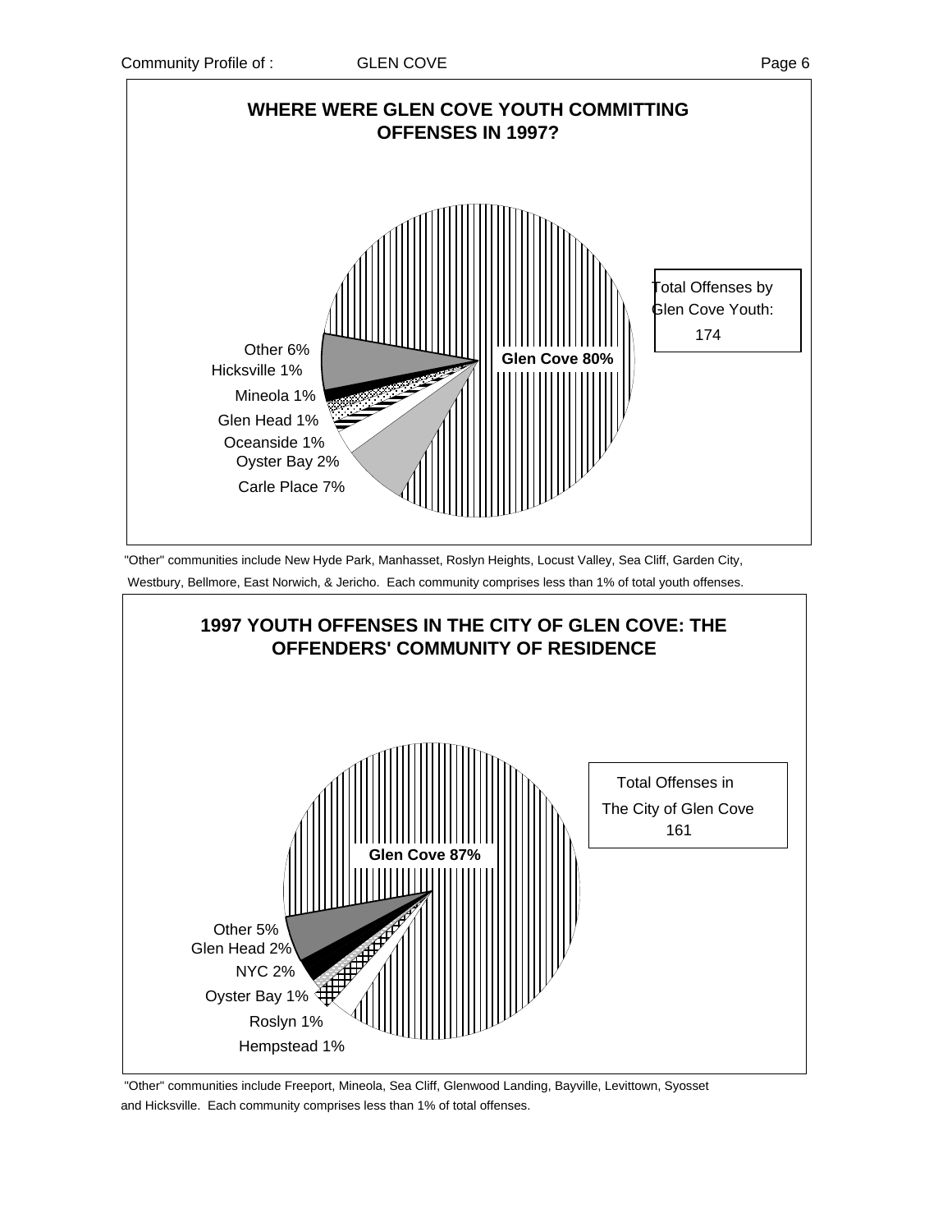## WHERE WERE GLEN COVE YOUTH COMMITTING OFFENSES IN 1997?

Glen Cove 80%

Carle Place 7%

Oyster Bay 2%

Oceanside 1%

Glen Head 1%

Mineola 1%

Hicksville 1%

Other 6%

Total Offenses by Glen Cove Youth: 174

"Other" communities include New Hyde Park, Manhasset, Roslyn Heights, Locust Valley, Sea Cliff, Garden City, Westbury, Bellmore, East Norwich, & Jericho. Each community comprises less than 1% of total youth offenses.

## 1997 YOUTH OFFENSES IN THE CITY OF GLEN COVE: THE OFFENDERS' COMMUNITY OF RESIDENCE

Glen Cove 87%

Other 5%

Glen Head 2%

NYC 2%

Oyster Bay 1%

Roslyn 1%

Hempstead 1%

Total Offenses in The City of Glen Cove 161

"Other" communities include Freeport, Mineola, Sea Cliff, Glenwood Landing, Bayville, Levittown, Syosset and Hicksville. Each community comprises less than 1% of total offenses.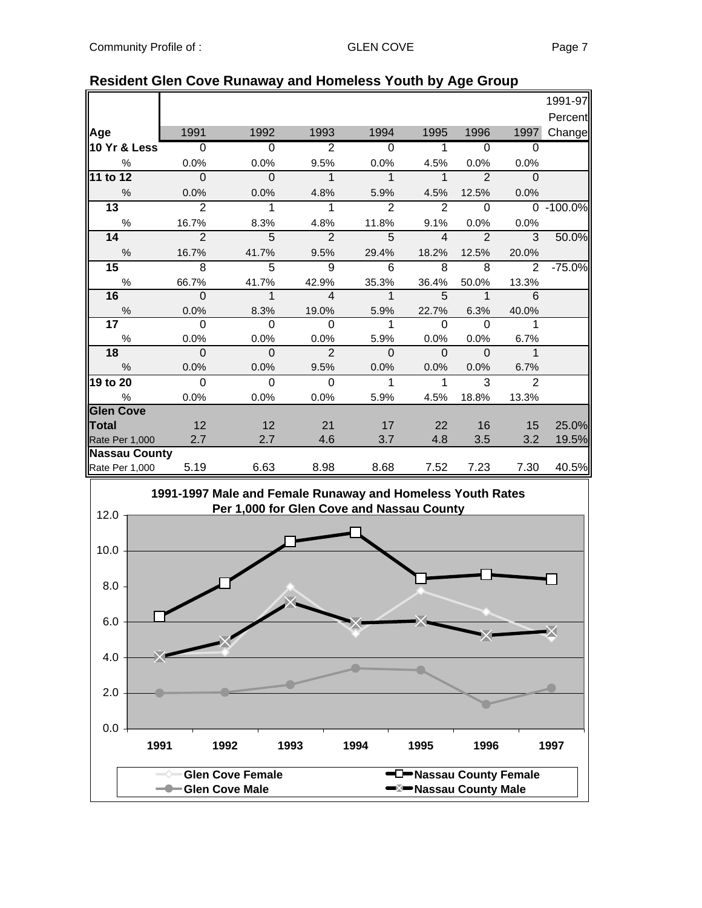## Resident Glen Cove Runaway and Homeless Youth by Age Group

| Age | 1991 | 1992 | 1993 | 1994 | 1995 | 1996 | 1997 | 1991-97 Percent Change |
|---|---|---|---|---|---|---|---|---|
| **10 Yr & Less** | 0 | 0 | 2 | 0 | 1 | 0 | 0 | |
| % | 0.0% | 0.0% | 9.5% | 0.0% | 4.5% | 0.0% | 0.0% | |
| **11 to 12** | 0 | 0 | 1 | 1 | 1 | 2 | 0 | |
| % | 0.0% | 0.0% | 4.8% | 5.9% | 4.5% | 12.5% | 0.0% | |
| **13** | 2 | 1 | 1 | 2 | 2 | 0 | 0 | -100.0% |
| % | 16.7% | 8.3% | 4.8% | 11.8% | 9.1% | 0.0% | 0.0% | |
| **14** | 2 | 5 | 2 | 5 | 4 | 2 | 3 | 50.0% |
| % | 16.7% | 41.7% | 9.5% | 29.4% | 18.2% | 12.5% | 20.0% | |
| **15** | 8 | 5 | 9 | 6 | 8 | 8 | 2 | -75.0% |
| % | 66.7% | 41.7% | 42.9% | 35.3% | 36.4% | 50.0% | 13.3% | |
| **16** | 0 | 1 | 4 | 1 | 5 | 1 | 6 | |
| % | 0.0% | 8.3% | 19.0% | 5.9% | 22.7% | 6.3% | 40.0% | |
| **17** | 0 | 0 | 0 | 1 | 0 | 0 | 1 | |
| % | 0.0% | 0.0% | 0.0% | 5.9% | 0.0% | 0.0% | 6.7% | |
| **18** | 0 | 0 | 2 | 0 | 0 | 0 | 1 | |
| % | 0.0% | 0.0% | 9.5% | 0.0% | 0.0% | 0.0% | 6.7% | |
| **19 to 20** | 0 | 0 | 0 | 1 | 1 | 3 | 2 | |
| % | 0.0% | 0.0% | 0.0% | 5.9% | 4.5% | 18.8% | 13.3% | |
| **Glen Cove Total** | 12 | 12 | 21 | 17 | 22 | 16 | 15 | 25.0% |
| Rate Per 1,000 | 2.7 | 2.7 | 4.6 | 3.7 | 4.8 | 3.5 | 3.2 | 19.5% |
| **Nassau County** | | | | | | | | |
| Rate Per 1,000 | 5.19 | 6.63 | 8.98 | 8.68 | 7.52 | 7.23 | 7.30 | 40.5% |

**1991-1997 Male and Female Runaway and Homeless Youth Rates Per 1,000 for Glen Cove and Nassau County**

| Year | Glen Cove Female | Glen Cove Male | Nassau County Female | Nassau County Male |
|---|---|---|---|---|
| 1991 | 4.0 | 2.0 | 6.3 | 4.0 |
| 1992 | 4.3 | 2.0 | 8.2 | 4.9 |
| 1993 | 7.9 | 2.5 | 10.5 | 7.1 |
| 1994 | 5.4 | 3.4 | 11.0 | 5.9 |
| 1995 | 7.7 | 3.3 | 8.4 | 6.0 |
| 1996 | 6.5 | 1.4 | 8.7 | 5.2 |
| 1997 | 5.1 | 2.3 | 8.4 | 5.5 |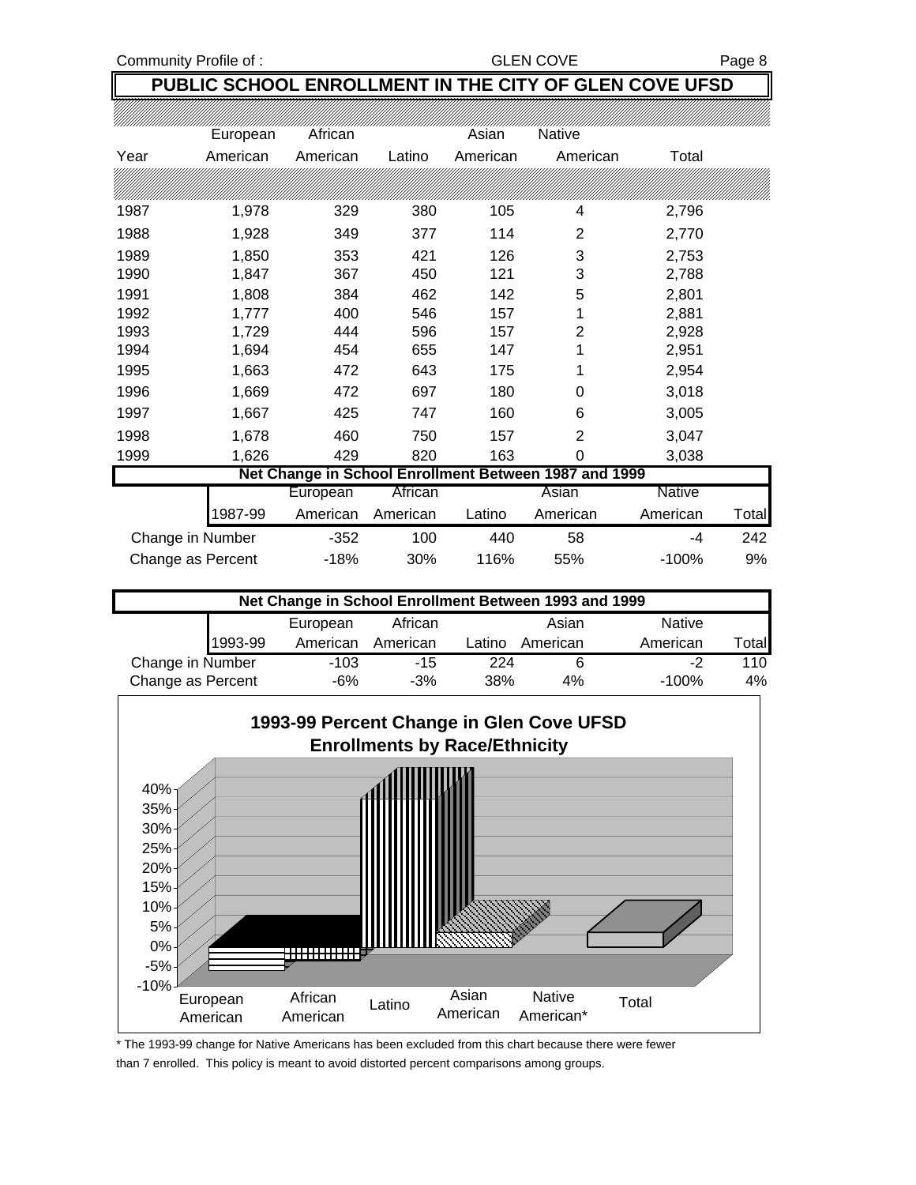## PUBLIC SCHOOL ENROLLMENT IN THE CITY OF GLEN COVE UFSD

| Year | European American | African American | Latino | Asian American | Native American | Total |
|---|---|---|---|---|---|---|
| 1987 | 1,978 | 329 | 380 | 105 | 4 | 2,796 |
| 1988 | 1,928 | 349 | 377 | 114 | 2 | 2,770 |
| 1989 | 1,850 | 353 | 421 | 126 | 3 | 2,753 |
| 1990 | 1,847 | 367 | 450 | 121 | 3 | 2,788 |
| 1991 | 1,808 | 384 | 462 | 142 | 5 | 2,801 |
| 1992 | 1,777 | 400 | 546 | 157 | 1 | 2,881 |
| 1993 | 1,729 | 444 | 596 | 157 | 2 | 2,928 |
| 1994 | 1,694 | 454 | 655 | 147 | 1 | 2,951 |
| 1995 | 1,663 | 472 | 643 | 175 | 1 | 2,954 |
| 1996 | 1,669 | 472 | 697 | 180 | 0 | 3,018 |
| 1997 | 1,667 | 425 | 747 | 160 | 6 | 3,005 |
| 1998 | 1,678 | 460 | 750 | 157 | 2 | 3,047 |
| 1999 | 1,626 | 429 | 820 | 163 | 0 | 3,038 |

**Net Change in School Enrollment Between 1987 and 1999**

| 1987-99 | European American | African American | Latino | Asian American | Native American | Total |
|---|---|---|---|---|---|---|
| Change in Number | -352 | 100 | 440 | 58 | -4 | 242 |
| Change as Percent | -18% | 30% | 116% | 55% | -100% | 9% |

**Net Change in School Enrollment Between 1993 and 1999**

| 1993-99 | European American | African American | Latino | Asian American | Native American | Total |
|---|---|---|---|---|---|---|
| Change in Number | -103 | -15 | 224 | 6 | -2 | 110 |
| Change as Percent | -6% | -3% | 38% | 4% | -100% | 4% |

**1993-99 Percent Change in Glen Cove UFSD Enrollments by Race/Ethnicity**

\* The 1993-99 change for Native Americans has been excluded from this chart because there were fewer than 7 enrolled. This policy is meant to avoid distorted percent comparisons among groups.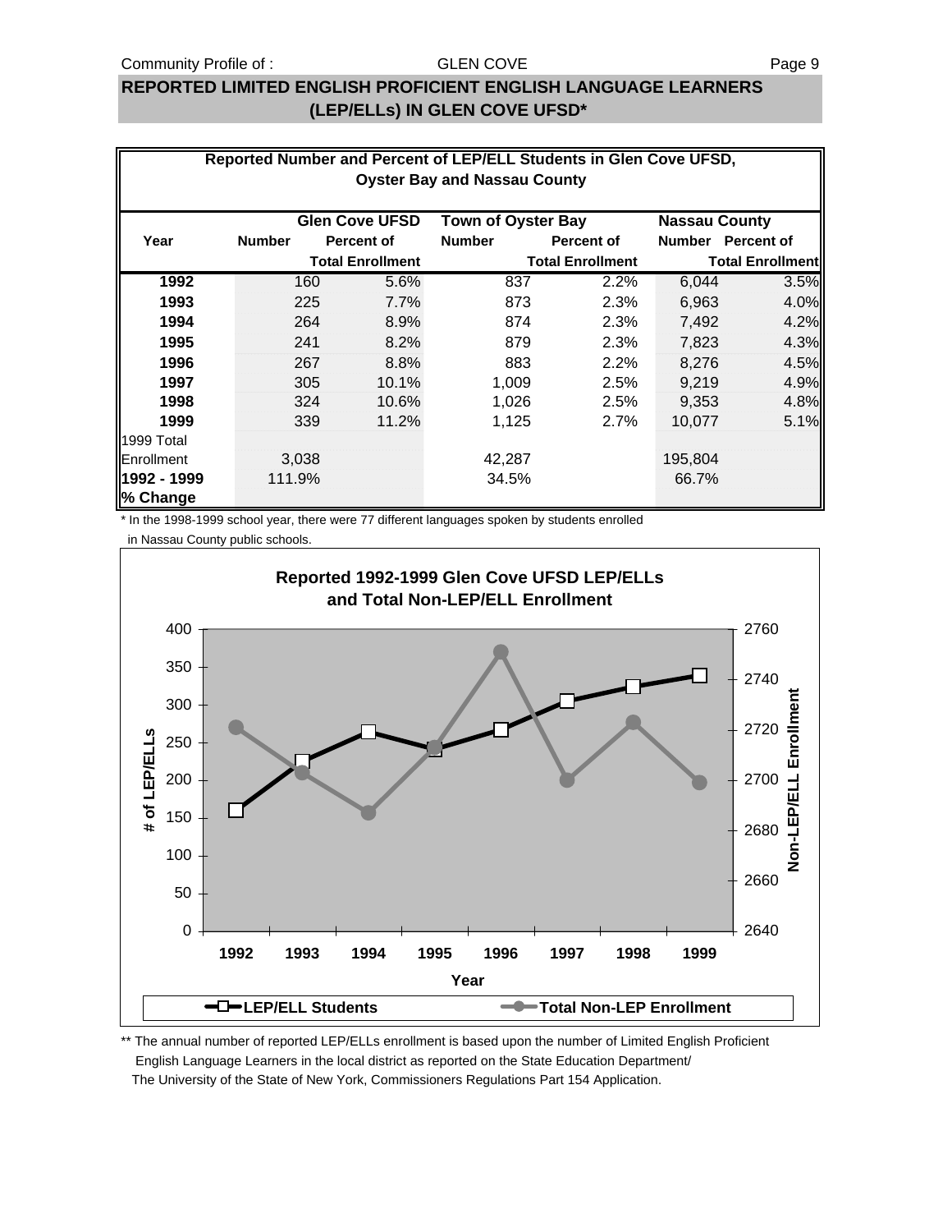## REPORTED LIMITED ENGLISH PROFICIENT ENGLISH LANGUAGE LEARNERS (LEP/ELLs) IN GLEN COVE UFSD*

**Reported Number and Percent of LEP/ELL Students in Glen Cove UFSD, Oyster Bay and Nassau County**

| Year | Glen Cove UFSD | | Town of Oyster Bay | | Nassau County | |
|---|---|---|---|---|---|---|
| | Number | Percent of Total Enrollment | Number | Percent of Total Enrollment | Number | Percent of Total Enrollment |
| **1992** | 160 | 5.6% | 837 | 2.2% | 6,044 | 3.5% |
| **1993** | 225 | 7.7% | 873 | 2.3% | 6,963 | 4.0% |
| **1994** | 264 | 8.9% | 874 | 2.3% | 7,492 | 4.2% |
| **1995** | 241 | 8.2% | 879 | 2.3% | 7,823 | 4.3% |
| **1996** | 267 | 8.8% | 883 | 2.2% | 8,276 | 4.5% |
| **1997** | 305 | 10.1% | 1,009 | 2.5% | 9,219 | 4.9% |
| **1998** | 324 | 10.6% | 1,026 | 2.5% | 9,353 | 4.8% |
| **1999** | 339 | 11.2% | 1,125 | 2.7% | 10,077 | 5.1% |
| 1999 Total Enrollment | 3,038 | | 42,287 | | 195,804 | |
| **1992 - 1999 % Change** | 111.9% | | 34.5% | | 66.7% | |

\* In the 1998-1999 school year, there were 77 different languages spoken by students enrolled in Nassau County public schools.

**Reported 1992-1999 Glen Cove UFSD LEP/ELLs and Total Non-LEP/ELL Enrollment**

| Year | LEP/ELL Students | Total Non-LEP Enrollment (approx.) |
|---|---|---|
| 1992 | 160 | 2721 |
| 1993 | 225 | 2703 |
| 1994 | 264 | 2687 |
| 1995 | 241 | 2712 |
| 1996 | 267 | 2751 |
| 1997 | 305 | 2700 |
| 1998 | 324 | 2723 |
| 1999 | 339 | 2699 |

\*\* The annual number of reported LEP/ELLs enrollment is based upon the number of Limited English Proficient English Language Learners in the local district as reported on the State Education Department/ The University of the State of New York, Commissioners Regulations Part 154 Application.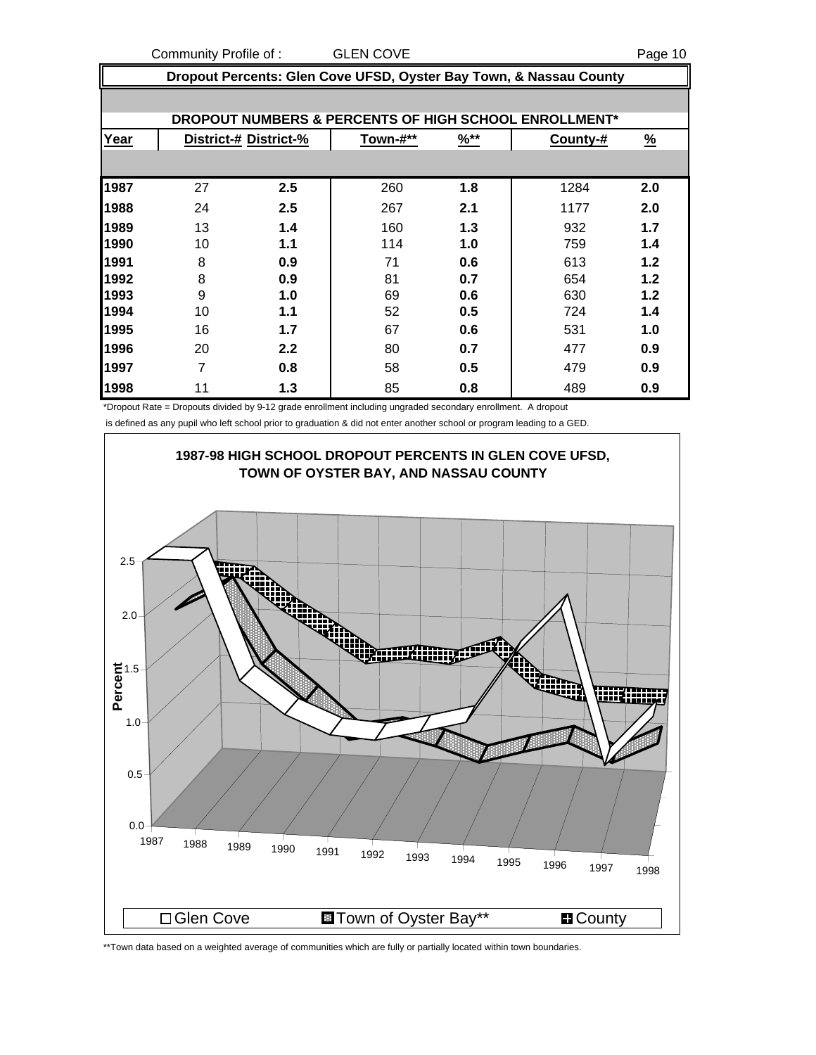## Dropout Percents: Glen Cove UFSD, Oyster Bay Town, & Nassau County

### DROPOUT NUMBERS & PERCENTS OF HIGH SCHOOL ENROLLMENT*

| Year | District-# | District-% | Town-#** | %** | County-# | % |
|---|---|---|---|---|---|---|
| 1987 | 27 | **2.5** | 260 | **1.8** | 1284 | **2.0** |
| 1988 | 24 | **2.5** | 267 | **2.1** | 1177 | **2.0** |
| 1989 | 13 | **1.4** | 160 | **1.3** | 932 | **1.7** |
| 1990 | 10 | **1.1** | 114 | **1.0** | 759 | **1.4** |
| 1991 | 8 | **0.9** | 71 | **0.6** | 613 | **1.2** |
| 1992 | 8 | **0.9** | 81 | **0.7** | 654 | **1.2** |
| 1993 | 9 | **1.0** | 69 | **0.6** | 630 | **1.2** |
| 1994 | 10 | **1.1** | 52 | **0.5** | 724 | **1.4** |
| 1995 | 16 | **1.7** | 67 | **0.6** | 531 | **1.0** |
| 1996 | 20 | **2.2** | 80 | **0.7** | 477 | **0.9** |
| 1997 | 7 | **0.8** | 58 | **0.5** | 479 | **0.9** |
| 1998 | 11 | **1.3** | 85 | **0.8** | 489 | **0.9** |

*Dropout Rate = Dropouts divided by 9-12 grade enrollment including ungraded secondary enrollment. A dropout is defined as any pupil who left school prior to graduation & did not enter another school or program leading to a GED.

**1987-98 HIGH SCHOOL DROPOUT PERCENTS IN GLEN COVE UFSD, TOWN OF OYSTER BAY, AND NASSAU COUNTY**

Legend: Glen Cove, Town of Oyster Bay**, County

**Town data based on a weighted average of communities which are fully or partially located within town boundaries.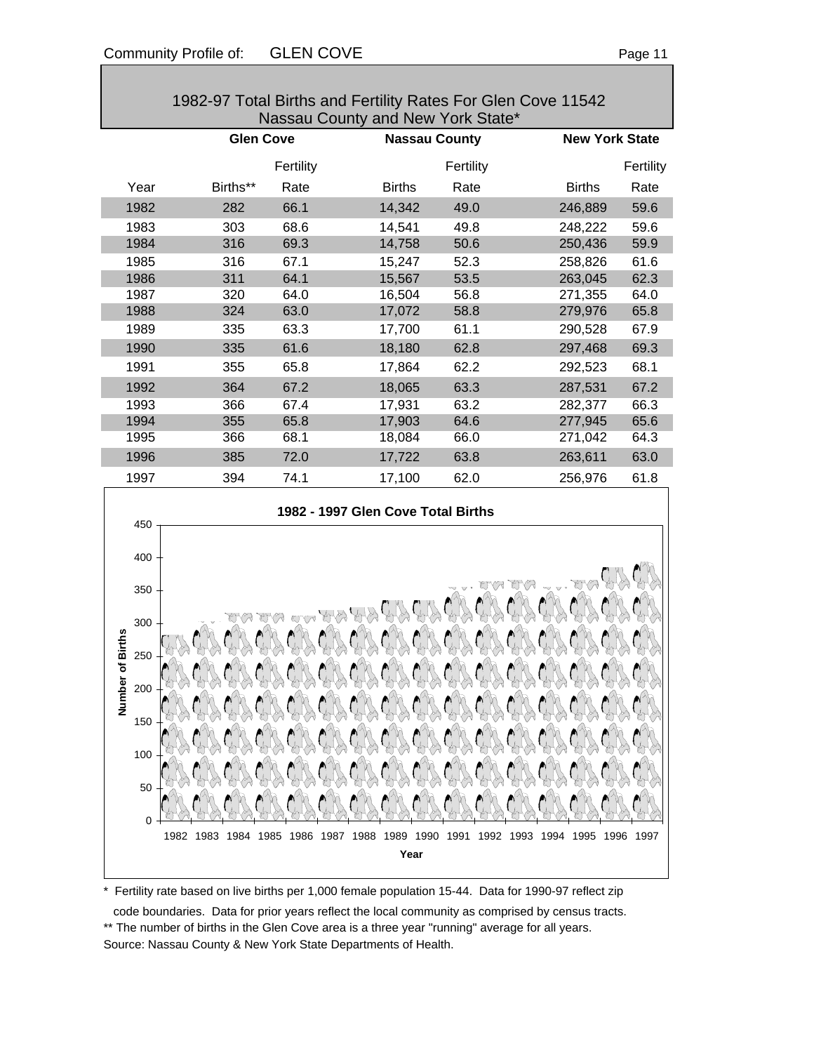## 1982-97 Total Births and Fertility Rates For Glen Cove 11542 Nassau County and New York State*

| | Glen Cove | | Nassau County | | New York State | |
|---|---|---|---|---|---|---|
| Year | Births** | Fertility Rate | Births | Fertility Rate | Births | Fertility Rate |
| 1982 | 282 | 66.1 | 14,342 | 49.0 | 246,889 | 59.6 |
| 1983 | 303 | 68.6 | 14,541 | 49.8 | 248,222 | 59.6 |
| 1984 | 316 | 69.3 | 14,758 | 50.6 | 250,436 | 59.9 |
| 1985 | 316 | 67.1 | 15,247 | 52.3 | 258,826 | 61.6 |
| 1986 | 311 | 64.1 | 15,567 | 53.5 | 263,045 | 62.3 |
| 1987 | 320 | 64.0 | 16,504 | 56.8 | 271,355 | 64.0 |
| 1988 | 324 | 63.0 | 17,072 | 58.8 | 279,976 | 65.8 |
| 1989 | 335 | 63.3 | 17,700 | 61.1 | 290,528 | 67.9 |
| 1990 | 335 | 61.6 | 18,180 | 62.8 | 297,468 | 69.3 |
| 1991 | 355 | 65.8 | 17,864 | 62.2 | 292,523 | 68.1 |
| 1992 | 364 | 67.2 | 18,065 | 63.3 | 287,531 | 67.2 |
| 1993 | 366 | 67.4 | 17,931 | 63.2 | 282,377 | 66.3 |
| 1994 | 355 | 65.8 | 17,903 | 64.6 | 277,945 | 65.6 |
| 1995 | 366 | 68.1 | 18,084 | 66.0 | 271,042 | 64.3 |
| 1996 | 385 | 72.0 | 17,722 | 63.8 | 263,611 | 63.0 |
| 1997 | 394 | 74.1 | 17,100 | 62.0 | 256,976 | 61.8 |

**1982 - 1997 Glen Cove Total Births**

Number of Births (0–450) by Year (1982–1997)

\* Fertility rate based on live births per 1,000 female population 15-44. Data for 1990-97 reflect zip code boundaries. Data for prior years reflect the local community as comprised by census tracts.

** The number of births in the Glen Cove area is a three year "running" average for all years.

Source: Nassau County & New York State Departments of Health.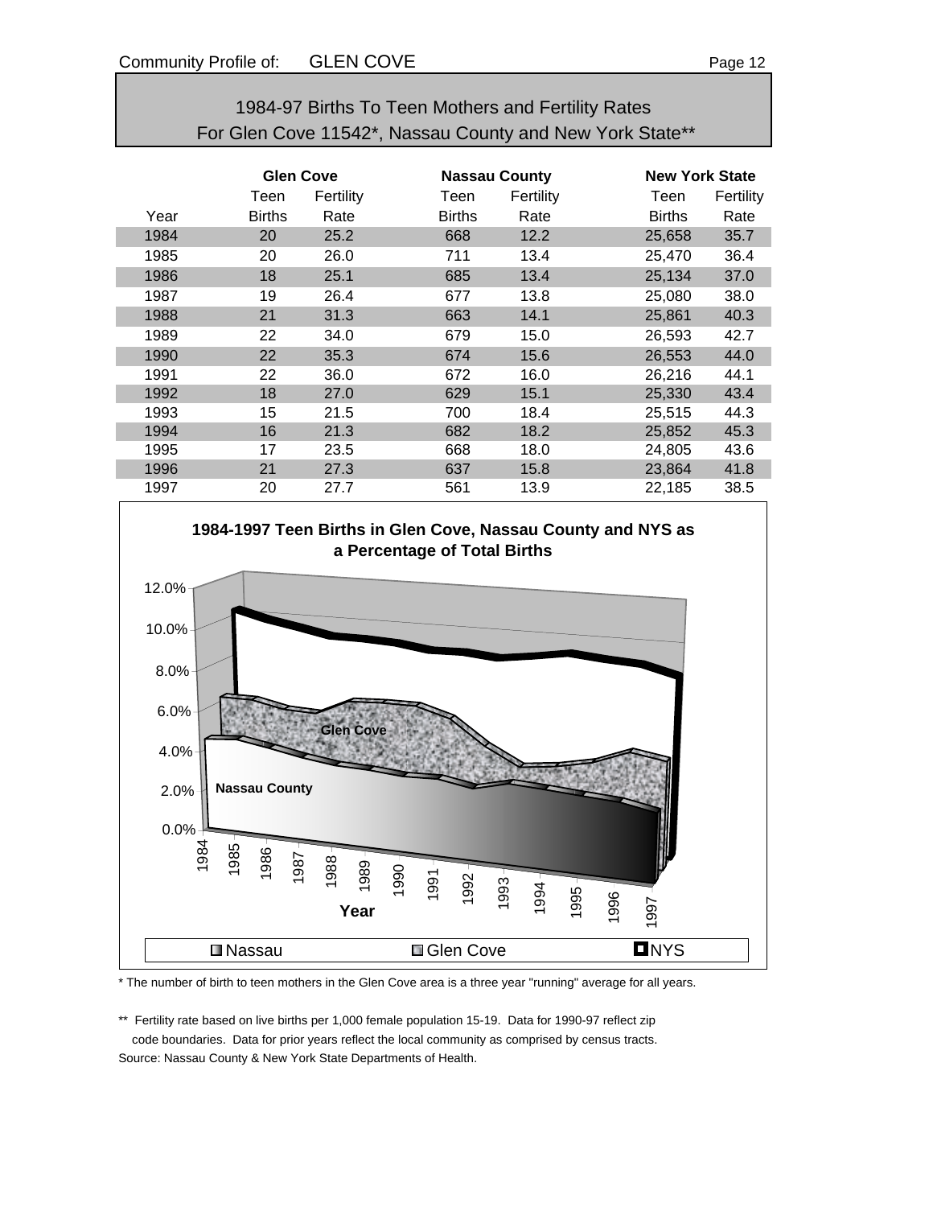## 1984-97 Births To Teen Mothers and Fertility Rates For Glen Cove 11542*, Nassau County and New York State**

| | Glen Cove | | Nassau County | | New York State | |
|---|---|---|---|---|---|---|
| Year | Teen Births | Fertility Rate | Teen Births | Fertility Rate | Teen Births | Fertility Rate |
| 1984 | 20 | 25.2 | 668 | 12.2 | 25,658 | 35.7 |
| 1985 | 20 | 26.0 | 711 | 13.4 | 25,470 | 36.4 |
| 1986 | 18 | 25.1 | 685 | 13.4 | 25,134 | 37.0 |
| 1987 | 19 | 26.4 | 677 | 13.8 | 25,080 | 38.0 |
| 1988 | 21 | 31.3 | 663 | 14.1 | 25,861 | 40.3 |
| 1989 | 22 | 34.0 | 679 | 15.0 | 26,593 | 42.7 |
| 1990 | 22 | 35.3 | 674 | 15.6 | 26,553 | 44.0 |
| 1991 | 22 | 36.0 | 672 | 16.0 | 26,216 | 44.1 |
| 1992 | 18 | 27.0 | 629 | 15.1 | 25,330 | 43.4 |
| 1993 | 15 | 21.5 | 700 | 18.4 | 25,515 | 44.3 |
| 1994 | 16 | 21.3 | 682 | 18.2 | 25,852 | 45.3 |
| 1995 | 17 | 23.5 | 668 | 18.0 | 24,805 | 43.6 |
| 1996 | 21 | 27.3 | 637 | 15.8 | 23,864 | 41.8 |
| 1997 | 20 | 27.7 | 561 | 13.9 | 22,185 | 38.5 |

**1984-1997 Teen Births in Glen Cove, Nassau County and NYS as a Percentage of Total Births**

\* The number of birth to teen mothers in the Glen Cove area is a three year "running" average for all years.

\*\* Fertility rate based on live births per 1,000 female population 15-19. Data for 1990-97 reflect zip code boundaries. Data for prior years reflect the local community as comprised by census tracts.

Source: Nassau County & New York State Departments of Health.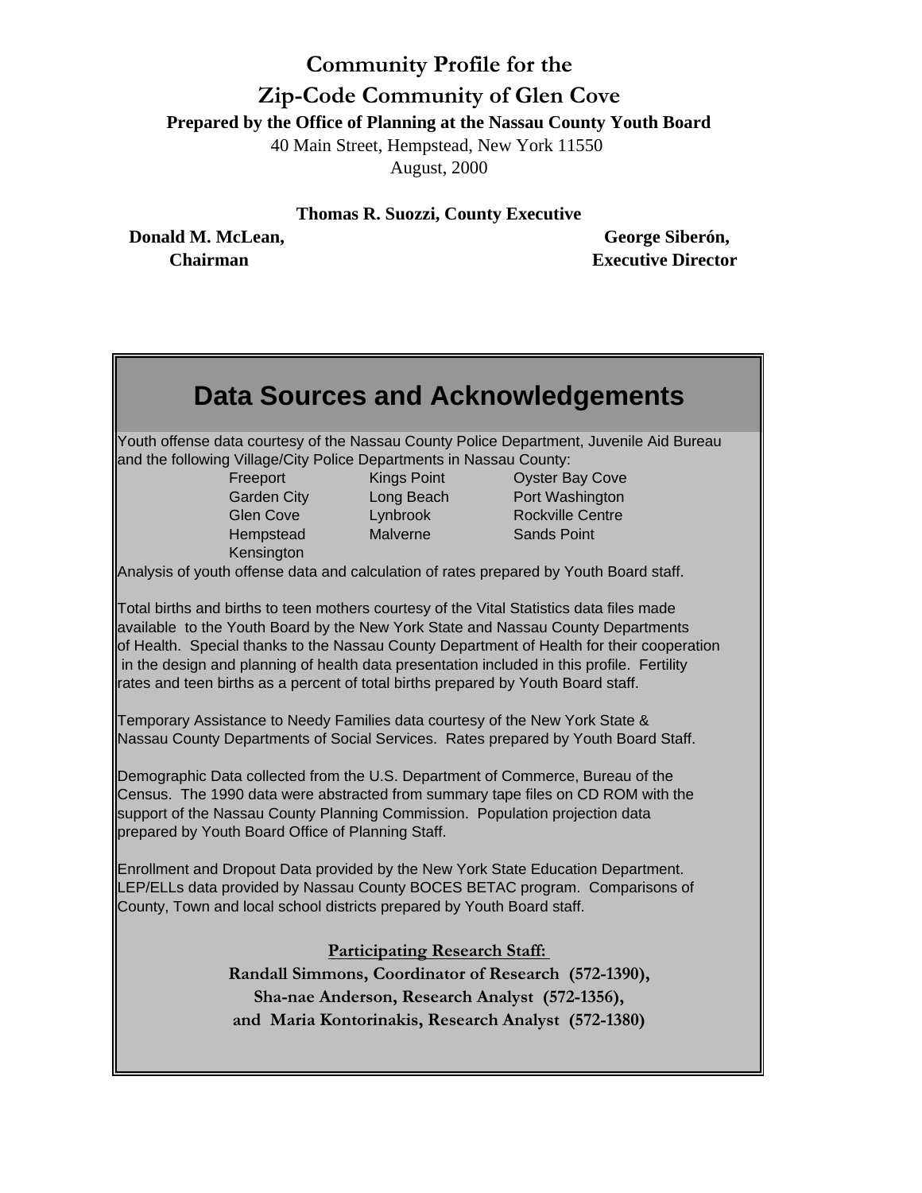# Community Profile for the

# Zip-Code Community of Glen Cove

**Prepared by the Office of Planning at the Nassau County Youth Board**

40 Main Street, Hempstead, New York 11550

August, 2000

**Thomas R. Suozzi, County Executive**

**Donald M. McLean, Chairman**

**George Siberón, Executive Director**

## Data Sources and Acknowledgements

Youth offense data courtesy of the Nassau County Police Department, Juvenile Aid Bureau and the following Village/City Police Departments in Nassau County:

| | | |
|---|---|---|
| Freeport | Kings Point | Oyster Bay Cove |
| Garden City | Long Beach | Port Washington |
| Glen Cove | Lynbrook | Rockville Centre |
| Hempstead | Malverne | Sands Point |
| Kensington | | |

Analysis of youth offense data and calculation of rates prepared by Youth Board staff.

Total births and births to teen mothers courtesy of the Vital Statistics data files made available to the Youth Board by the New York State and Nassau County Departments of Health. Special thanks to the Nassau County Department of Health for their cooperation in the design and planning of health data presentation included in this profile. Fertility rates and teen births as a percent of total births prepared by Youth Board staff.

Temporary Assistance to Needy Families data courtesy of the New York State & Nassau County Departments of Social Services. Rates prepared by Youth Board Staff.

Demographic Data collected from the U.S. Department of Commerce, Bureau of the Census. The 1990 data were abstracted from summary tape files on CD ROM with the support of the Nassau County Planning Commission. Population projection data prepared by Youth Board Office of Planning Staff.

Enrollment and Dropout Data provided by the New York State Education Department. LEP/ELLs data provided by Nassau County BOCES BETAC program. Comparisons of County, Town and local school districts prepared by Youth Board staff.

**Participating Research Staff:**

**Randall Simmons, Coordinator of Research (572-1390),**

**Sha-nae Anderson, Research Analyst (572-1356),**

**and Maria Kontorinakis, Research Analyst (572-1380)**